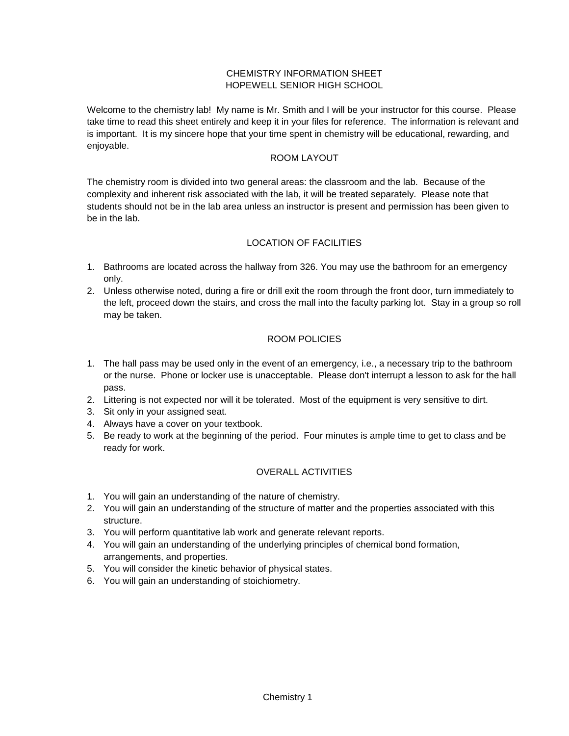# CHEMISTRY INFORMATION SHEET
# HOPEWELL SENIOR HIGH SCHOOL

Welcome to the chemistry lab! My name is Mr. Smith and I will be your instructor for this course. Please take time to read this sheet entirely and keep it in your files for reference. The information is relevant and is important. It is my sincere hope that your time spent in chemistry will be educational, rewarding, and enjoyable.

## ROOM LAYOUT

The chemistry room is divided into two general areas: the classroom and the lab. Because of the complexity and inherent risk associated with the lab, it will be treated separately. Please note that students should not be in the lab area unless an instructor is present and permission has been given to be in the lab.

## LOCATION OF FACILITIES

1. Bathrooms are located across the hallway from 326. You may use the bathroom for an emergency only.
2. Unless otherwise noted, during a fire or drill exit the room through the front door, turn immediately to the left, proceed down the stairs, and cross the mall into the faculty parking lot. Stay in a group so roll may be taken.

## ROOM POLICIES

1. The hall pass may be used only in the event of an emergency, i.e., a necessary trip to the bathroom or the nurse. Phone or locker use is unacceptable. Please don't interrupt a lesson to ask for the hall pass.
2. Littering is not expected nor will it be tolerated. Most of the equipment is very sensitive to dirt.
3. Sit only in your assigned seat.
4. Always have a cover on your textbook.
5. Be ready to work at the beginning of the period. Four minutes is ample time to get to class and be ready for work.

## OVERALL ACTIVITIES

1. You will gain an understanding of the nature of chemistry.
2. You will gain an understanding of the structure of matter and the properties associated with this structure.
3. You will perform quantitative lab work and generate relevant reports.
4. You will gain an understanding of the underlying principles of chemical bond formation, arrangements, and properties.
5. You will consider the kinetic behavior of physical states.
6. You will gain an understanding of stoichiometry.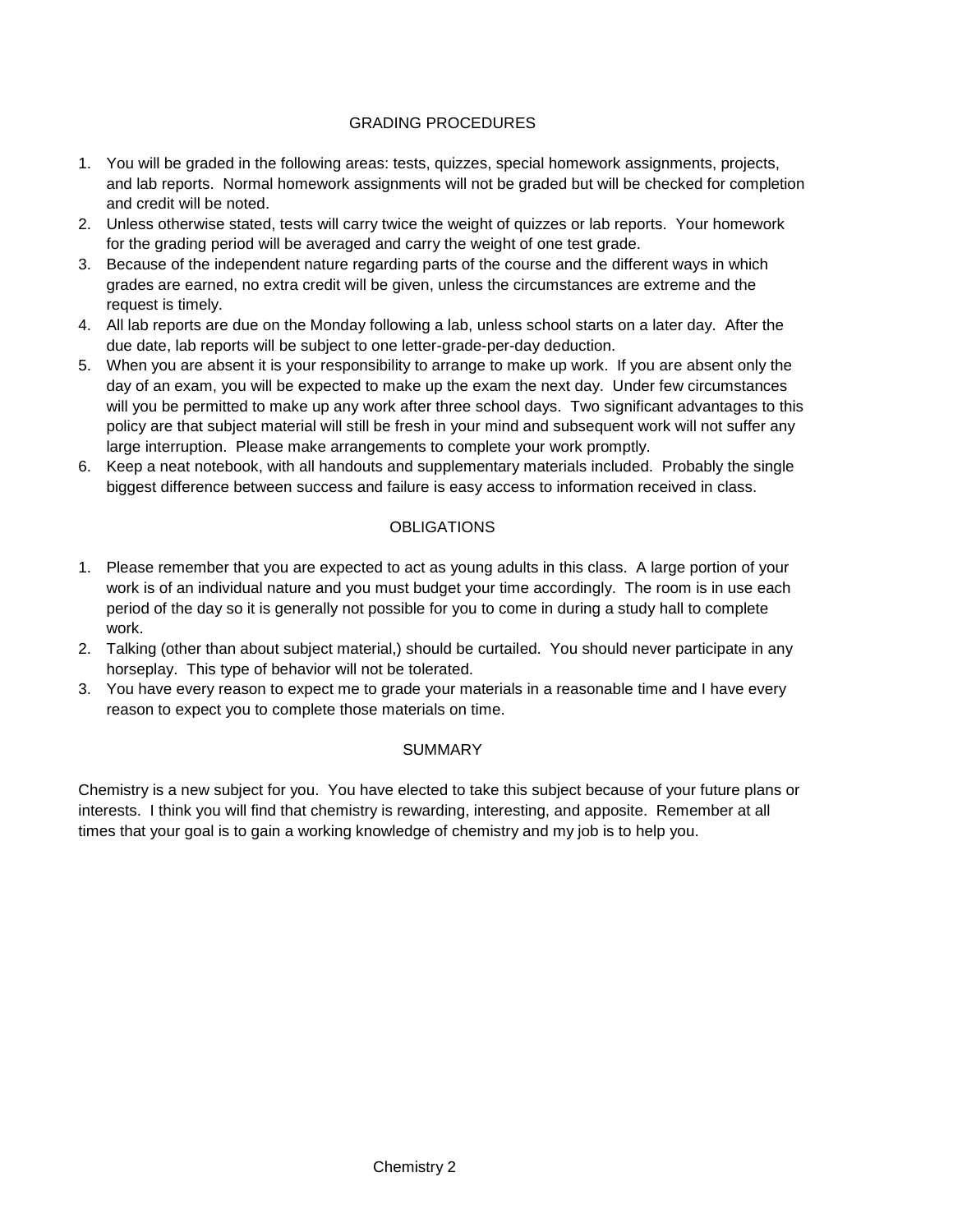## GRADING PROCEDURES

1. You will be graded in the following areas: tests, quizzes, special homework assignments, projects, and lab reports. Normal homework assignments will not be graded but will be checked for completion and credit will be noted.
2. Unless otherwise stated, tests will carry twice the weight of quizzes or lab reports. Your homework for the grading period will be averaged and carry the weight of one test grade.
3. Because of the independent nature regarding parts of the course and the different ways in which grades are earned, no extra credit will be given, unless the circumstances are extreme and the request is timely.
4. All lab reports are due on the Monday following a lab, unless school starts on a later day. After the due date, lab reports will be subject to one letter-grade-per-day deduction.
5. When you are absent it is your responsibility to arrange to make up work. If you are absent only the day of an exam, you will be expected to make up the exam the next day. Under few circumstances will you be permitted to make up any work after three school days. Two significant advantages to this policy are that subject material will still be fresh in your mind and subsequent work will not suffer any large interruption. Please make arrangements to complete your work promptly.
6. Keep a neat notebook, with all handouts and supplementary materials included. Probably the single biggest difference between success and failure is easy access to information received in class.

## OBLIGATIONS

1. Please remember that you are expected to act as young adults in this class. A large portion of your work is of an individual nature and you must budget your time accordingly. The room is in use each period of the day so it is generally not possible for you to come in during a study hall to complete work.
2. Talking (other than about subject material,) should be curtailed. You should never participate in any horseplay. This type of behavior will not be tolerated.
3. You have every reason to expect me to grade your materials in a reasonable time and I have every reason to expect you to complete those materials on time.

## SUMMARY

Chemistry is a new subject for you. You have elected to take this subject because of your future plans or interests. I think you will find that chemistry is rewarding, interesting, and apposite. Remember at all times that your goal is to gain a working knowledge of chemistry and my job is to help you.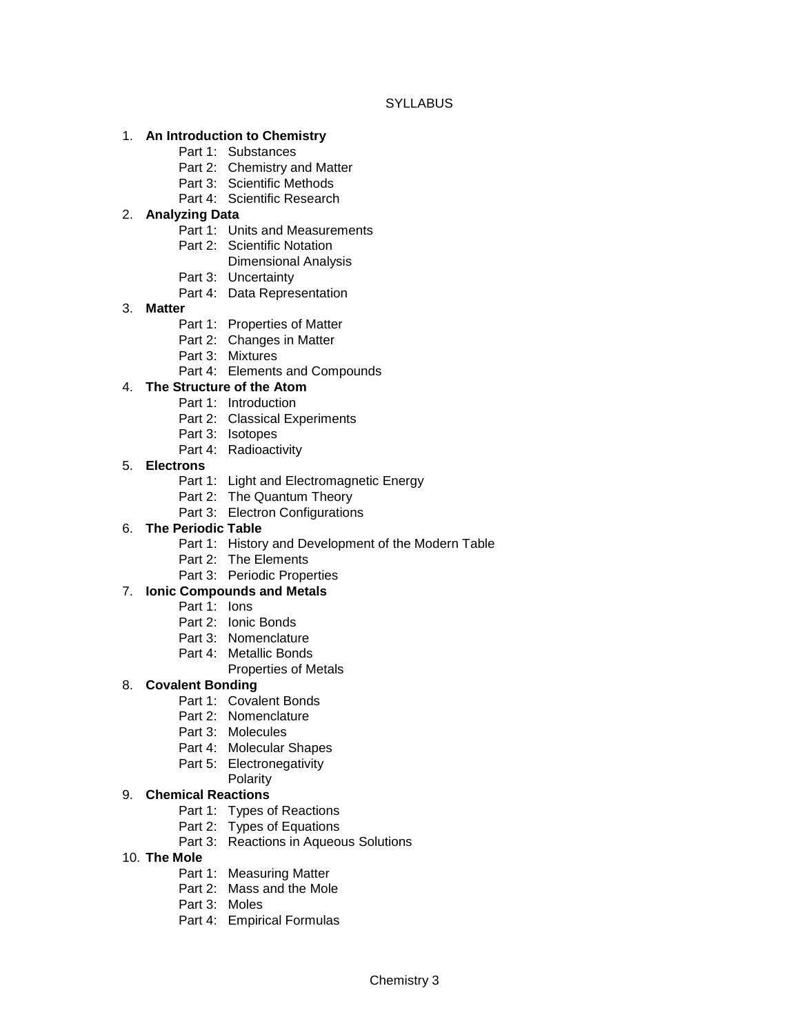# SYLLABUS

1. **An Introduction to Chemistry**
   - Part 1: Substances
   - Part 2: Chemistry and Matter
   - Part 3: Scientific Methods
   - Part 4: Scientific Research
2. **Analyzing Data**
   - Part 1: Units and Measurements
   - Part 2: Scientific Notation
     Dimensional Analysis
   - Part 3: Uncertainty
   - Part 4: Data Representation
3. **Matter**
   - Part 1: Properties of Matter
   - Part 2: Changes in Matter
   - Part 3: Mixtures
   - Part 4: Elements and Compounds
4. **The Structure of the Atom**
   - Part 1: Introduction
   - Part 2: Classical Experiments
   - Part 3: Isotopes
   - Part 4: Radioactivity
5. **Electrons**
   - Part 1: Light and Electromagnetic Energy
   - Part 2: The Quantum Theory
   - Part 3: Electron Configurations
6. **The Periodic Table**
   - Part 1: History and Development of the Modern Table
   - Part 2: The Elements
   - Part 3: Periodic Properties
7. **Ionic Compounds and Metals**
   - Part 1: Ions
   - Part 2: Ionic Bonds
   - Part 3: Nomenclature
   - Part 4: Metallic Bonds
     Properties of Metals
8. **Covalent Bonding**
   - Part 1: Covalent Bonds
   - Part 2: Nomenclature
   - Part 3: Molecules
   - Part 4: Molecular Shapes
   - Part 5: Electronegativity
     Polarity
9. **Chemical Reactions**
   - Part 1: Types of Reactions
   - Part 2: Types of Equations
   - Part 3: Reactions in Aqueous Solutions
10. **The Mole**
    - Part 1: Measuring Matter
    - Part 2: Mass and the Mole
    - Part 3: Moles
    - Part 4: Empirical Formulas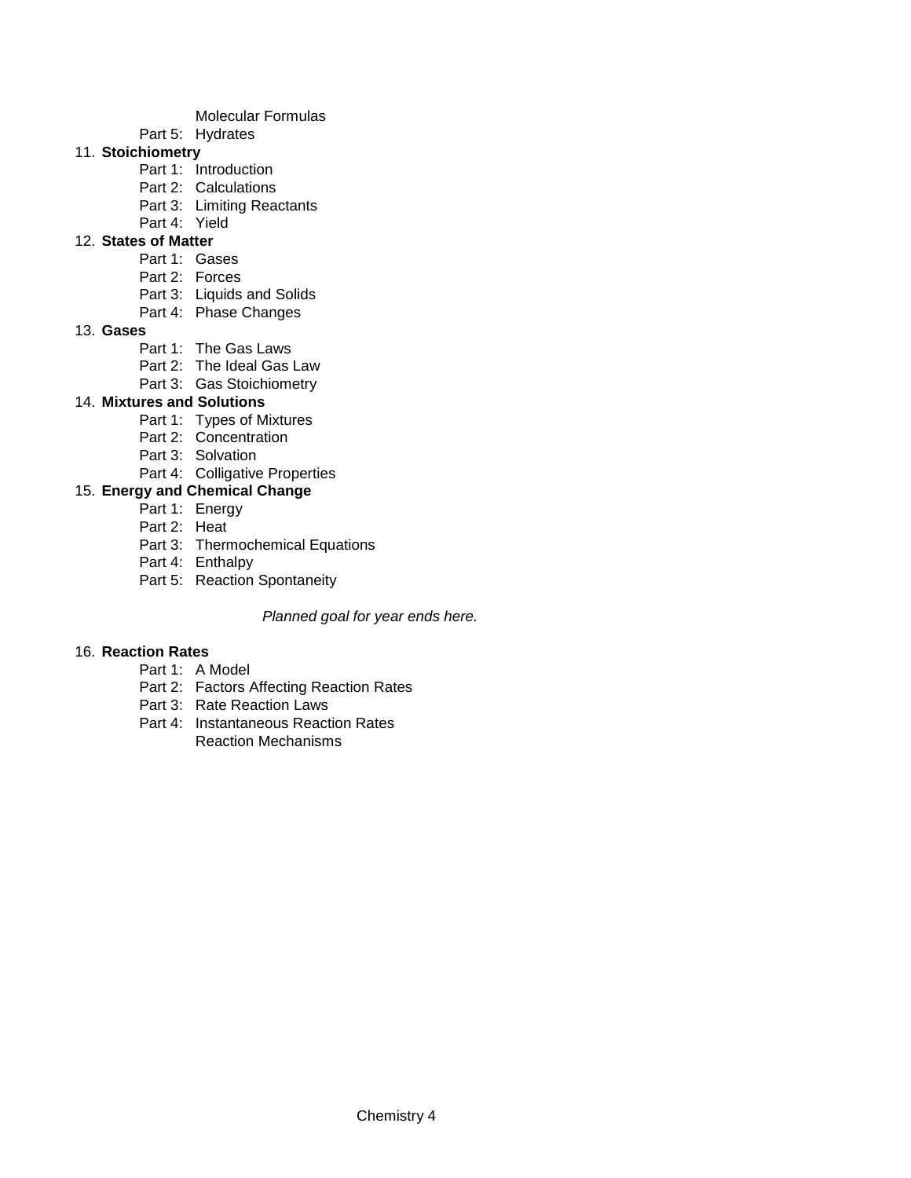Molecular Formulas

Part 5: Hydrates

11. **Stoichiometry**
    - Part 1: Introduction
    - Part 2: Calculations
    - Part 3: Limiting Reactants
    - Part 4: Yield
12. **States of Matter**
    - Part 1: Gases
    - Part 2: Forces
    - Part 3: Liquids and Solids
    - Part 4: Phase Changes
13. **Gases**
    - Part 1: The Gas Laws
    - Part 2: The Ideal Gas Law
    - Part 3: Gas Stoichiometry
14. **Mixtures and Solutions**
    - Part 1: Types of Mixtures
    - Part 2: Concentration
    - Part 3: Solvation
    - Part 4: Colligative Properties
15. **Energy and Chemical Change**
    - Part 1: Energy
    - Part 2: Heat
    - Part 3: Thermochemical Equations
    - Part 4: Enthalpy
    - Part 5: Reaction Spontaneity

*Planned goal for year ends here.*

16. **Reaction Rates**
    - Part 1: A Model
    - Part 2: Factors Affecting Reaction Rates
    - Part 3: Rate Reaction Laws
    - Part 4: Instantaneous Reaction Rates
      Reaction Mechanisms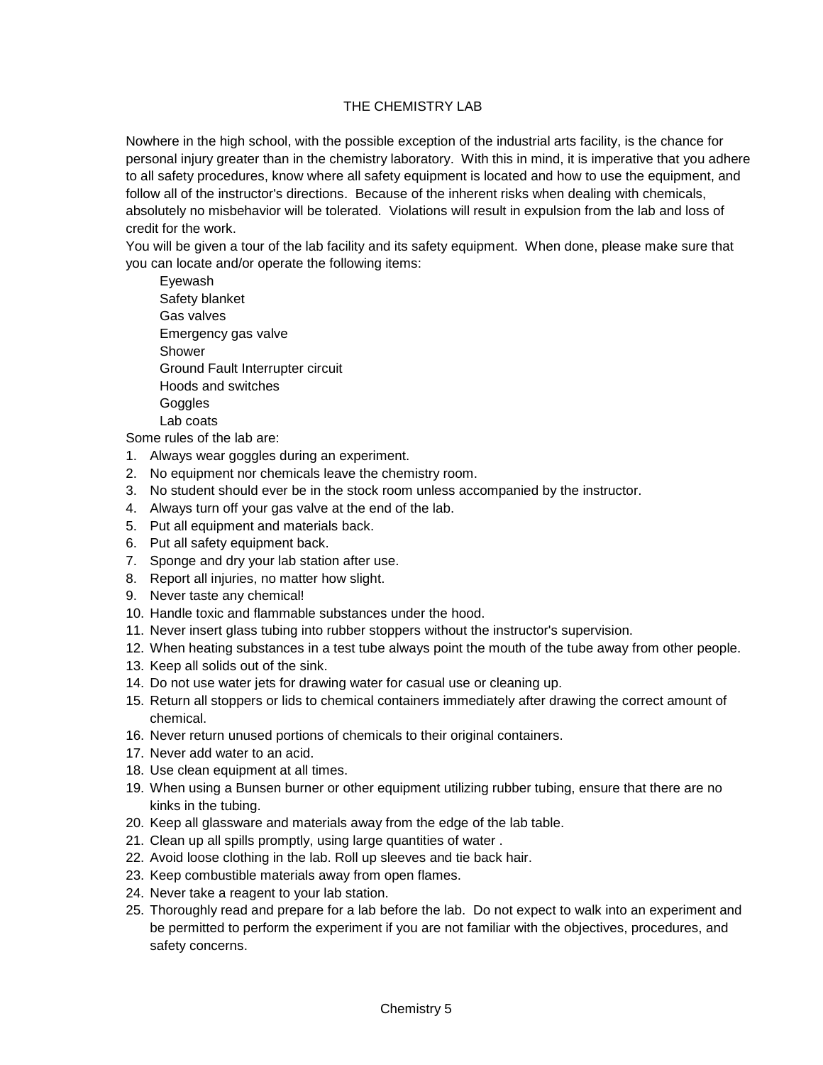# THE CHEMISTRY LAB

Nowhere in the high school, with the possible exception of the industrial arts facility, is the chance for personal injury greater than in the chemistry laboratory. With this in mind, it is imperative that you adhere to all safety procedures, know where all safety equipment is located and how to use the equipment, and follow all of the instructor's directions. Because of the inherent risks when dealing with chemicals, absolutely no misbehavior will be tolerated. Violations will result in expulsion from the lab and loss of credit for the work.

You will be given a tour of the lab facility and its safety equipment. When done, please make sure that you can locate and/or operate the following items:

- Eyewash
- Safety blanket
- Gas valves
- Emergency gas valve
- Shower
- Ground Fault Interrupter circuit
- Hoods and switches
- Goggles
- Lab coats

Some rules of the lab are:

1. Always wear goggles during an experiment.
2. No equipment nor chemicals leave the chemistry room.
3. No student should ever be in the stock room unless accompanied by the instructor.
4. Always turn off your gas valve at the end of the lab.
5. Put all equipment and materials back.
6. Put all safety equipment back.
7. Sponge and dry your lab station after use.
8. Report all injuries, no matter how slight.
9. Never taste any chemical!
10. Handle toxic and flammable substances under the hood.
11. Never insert glass tubing into rubber stoppers without the instructor's supervision.
12. When heating substances in a test tube always point the mouth of the tube away from other people.
13. Keep all solids out of the sink.
14. Do not use water jets for drawing water for casual use or cleaning up.
15. Return all stoppers or lids to chemical containers immediately after drawing the correct amount of chemical.
16. Never return unused portions of chemicals to their original containers.
17. Never add water to an acid.
18. Use clean equipment at all times.
19. When using a Bunsen burner or other equipment utilizing rubber tubing, ensure that there are no kinks in the tubing.
20. Keep all glassware and materials away from the edge of the lab table.
21. Clean up all spills promptly, using large quantities of water .
22. Avoid loose clothing in the lab. Roll up sleeves and tie back hair.
23. Keep combustible materials away from open flames.
24. Never take a reagent to your lab station.
25. Thoroughly read and prepare for a lab before the lab. Do not expect to walk into an experiment and be permitted to perform the experiment if you are not familiar with the objectives, procedures, and safety concerns.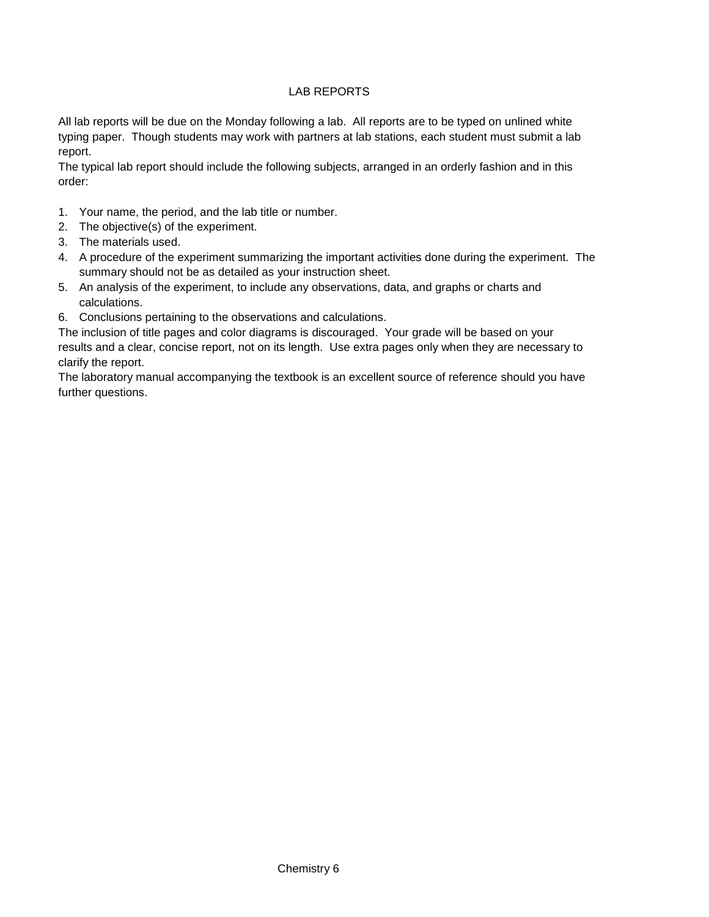# LAB REPORTS

All lab reports will be due on the Monday following a lab. All reports are to be typed on unlined white typing paper. Though students may work with partners at lab stations, each student must submit a lab report.

The typical lab report should include the following subjects, arranged in an orderly fashion and in this order:

1. Your name, the period, and the lab title or number.
2. The objective(s) of the experiment.
3. The materials used.
4. A procedure of the experiment summarizing the important activities done during the experiment. The summary should not be as detailed as your instruction sheet.
5. An analysis of the experiment, to include any observations, data, and graphs or charts and calculations.
6. Conclusions pertaining to the observations and calculations.

The inclusion of title pages and color diagrams is discouraged. Your grade will be based on your results and a clear, concise report, not on its length. Use extra pages only when they are necessary to clarify the report.

The laboratory manual accompanying the textbook is an excellent source of reference should you have further questions.